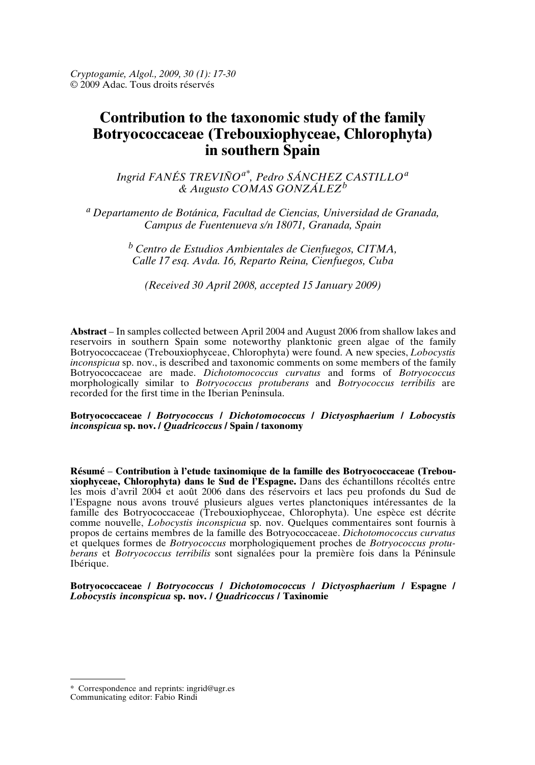*Cryptogamie, Algol., 2009, 30 (1): 17-30*
© 2009 Adac. Tous droits réservés

# Contribution to the taxonomic study of the family Botryococcaceae (Trebouxiophyceae, Chlorophyta) in southern Spain

*Ingrid FANÉS TREVIÑO*[a*], *Pedro SÁNCHEZ CASTILLO*[a] *& Augusto COMAS GONZÁLEZ*[b]

[a] *Departamento de Botánica, Facultad de Ciencias, Universidad de Granada, Campus de Fuentenueva s/n 18071, Granada, Spain*

[b] *Centro de Estudios Ambientales de Cienfuegos, CITMA, Calle 17 esq. Avda. 16, Reparto Reina, Cienfuegos, Cuba*

*(Received 30 April 2008, accepted 15 January 2009)*

**Abstract** – In samples collected between April 2004 and August 2006 from shallow lakes and reservoirs in southern Spain some noteworthy planktonic green algae of the family Botryococcaceae (Trebouxiophyceae, Chlorophyta) were found. A new species, *Lobocystis inconspicua* sp. nov., is described and taxonomic comments on some members of the family Botryococcaceae are made. *Dichotomococcus curvatus* and forms of *Botryococcus* morphologically similar to *Botryococcus protuberans* and *Botryococcus terribilis* are recorded for the first time in the Iberian Peninsula.

**Botryococcaceae / *Botryococcus* / *Dichotomococcus* / *Dictyosphaerium* / *Lobocystis inconspicua* sp. nov. / *Quadricoccus* / Spain / taxonomy**

**Résumé** – **Contribution à l'etude taxinomique de la famille des Botryococcaceae (Trebouxiophyceae, Chlorophyta) dans le Sud de l'Espagne.** Dans des échantillons récoltés entre les mois d'avril 2004 et août 2006 dans des réservoirs et lacs peu profonds du Sud de l'Espagne nous avons trouvé plusieurs algues vertes planctoniques intéressantes de la famille des Botryococcaceae (Trebouxiophyceae, Chlorophyta). Une espèce est décrite comme nouvelle, *Lobocystis inconspicua* sp. nov. Quelques commentaires sont fournis à propos de certains membres de la famille des Botryococcaceae. *Dichotomococcus curvatus* et quelques formes de *Botryococcus* morphologiquement proches de *Botryococcus protuberans* et *Botryococcus terribilis* sont signalées pour la première fois dans la Péninsule Ibérique.

**Botryococcaceae / *Botryococcus* / *Dichotomococcus* / *Dictyosphaerium* / Espagne / *Lobocystis inconspicua* sp. nov. / *Quadricoccus* / Taxinomie**

---

\* Correspondence and reprints: ingrid@ugr.es
Communicating editor: Fabio Rindi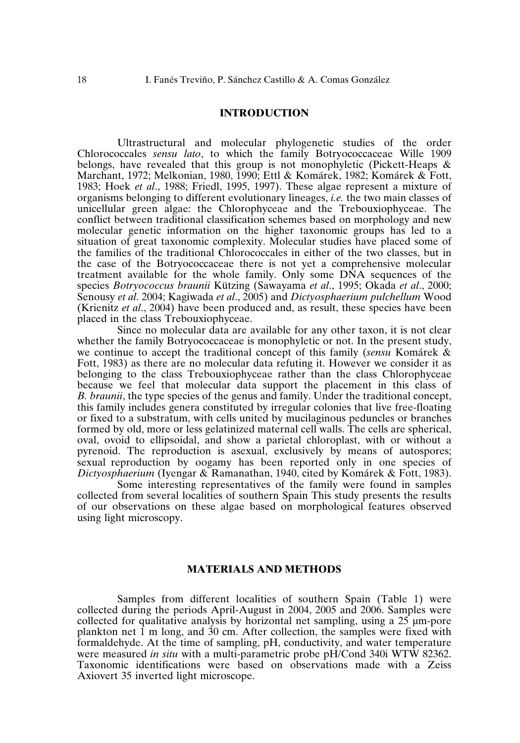## INTRODUCTION

Ultrastructural and molecular phylogenetic studies of the order Chlorococcales *sensu lato*, to which the family Botryococcaceae Wille 1909 belongs, have revealed that this group is not monophyletic (Pickett-Heaps & Marchant, 1972; Melkonian, 1980, 1990; Ettl & Komárek, 1982; Komárek & Fott, 1983; Hoek *et al*., 1988; Friedl, 1995, 1997). These algae represent a mixture of organisms belonging to different evolutionary lineages, *i.e.* the two main classes of unicellular green algae: the Chlorophyceae and the Trebouxiophyceae. The conflict between traditional classification schemes based on morphology and new molecular genetic information on the higher taxonomic groups has led to a situation of great taxonomic complexity. Molecular studies have placed some of the families of the traditional Chlorococcales in either of the two classes, but in the case of the Botryococcaceae there is not yet a comprehensive molecular treatment available for the whole family. Only some DNA sequences of the species *Botryococcus braunii* Kützing (Sawayama *et al*., 1995; Okada *et al*., 2000; Senousy *et al*. 2004; Kagiwada *et al*., 2005) and *Dictyosphaerium pulchellum* Wood (Krienitz *et al*., 2004) have been produced and, as result, these species have been placed in the class Trebouxiophyceae.

Since no molecular data are available for any other taxon, it is not clear whether the family Botryococcaceae is monophyletic or not. In the present study, we continue to accept the traditional concept of this family (*sensu* Komárek & Fott, 1983) as there are no molecular data refuting it. However we consider it as belonging to the class Trebouxiophyceae rather than the class Chlorophyceae because we feel that molecular data support the placement in this class of *B. braunii*, the type species of the genus and family. Under the traditional concept, this family includes genera constituted by irregular colonies that live free-floating or fixed to a substratum, with cells united by mucilaginous peduncles or branches formed by old, more or less gelatinized maternal cell walls. The cells are spherical, oval, ovoid to ellipsoidal, and show a parietal chloroplast, with or without a pyrenoid. The reproduction is asexual, exclusively by means of autospores; sexual reproduction by oogamy has been reported only in one species of *Dictyosphaerium* (Iyengar & Ramanathan, 1940, cited by Komárek & Fott, 1983).

Some interesting representatives of the family were found in samples collected from several localities of southern Spain This study presents the results of our observations on these algae based on morphological features observed using light microscopy.

## MATERIALS AND METHODS

Samples from different localities of southern Spain (Table 1) were collected during the periods April-August in 2004, 2005 and 2006. Samples were collected for qualitative analysis by horizontal net sampling, using a 25 µm-pore plankton net 1 m long, and 30 cm. After collection, the samples were fixed with formaldehyde. At the time of sampling, pH, conductivity, and water temperature were measured *in situ* with a multi-parametric probe pH/Cond 340i WTW 82362. Taxonomic identifications were based on observations made with a Zeiss Axiovert 35 inverted light microscope.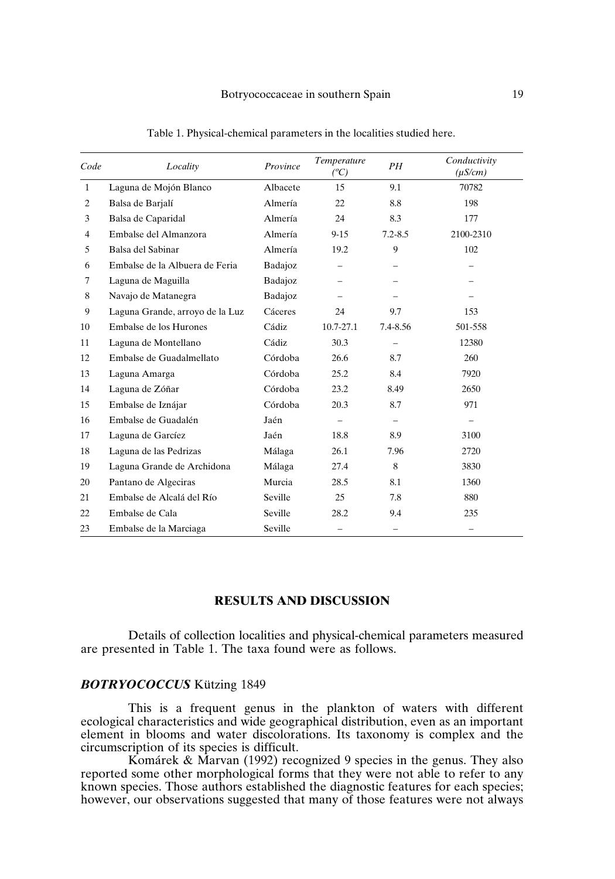Table 1. Physical-chemical parameters in the localities studied here.

| *Code* | *Locality* | *Province* | *Temperature (ºC)* | *PH* | *Conductivity (µS/cm)* |
|---|---|---|---|---|---|
| 1 | Laguna de Mojón Blanco | Albacete | 15 | 9.1 | 70782 |
| 2 | Balsa de Barjalí | Almería | 22 | 8.8 | 198 |
| 3 | Balsa de Caparidal | Almería | 24 | 8.3 | 177 |
| 4 | Embalse del Almanzora | Almería | 9-15 | 7.2-8.5 | 2100-2310 |
| 5 | Balsa del Sabinar | Almería | 19.2 | 9 | 102 |
| 6 | Embalse de la Albuera de Feria | Badajoz | – | – | – |
| 7 | Laguna de Maguilla | Badajoz | – | – | – |
| 8 | Navajo de Matanegra | Badajoz | – | – | – |
| 9 | Laguna Grande, arroyo de la Luz | Cáceres | 24 | 9.7 | 153 |
| 10 | Embalse de los Hurones | Cádiz | 10.7-27.1 | 7.4-8.56 | 501-558 |
| 11 | Laguna de Montellano | Cádiz | 30.3 | – | 12380 |
| 12 | Embalse de Guadalmellato | Córdoba | 26.6 | 8.7 | 260 |
| 13 | Laguna Amarga | Córdoba | 25.2 | 8.4 | 7920 |
| 14 | Laguna de Zóñar | Córdoba | 23.2 | 8.49 | 2650 |
| 15 | Embalse de Iznájar | Córdoba | 20.3 | 8.7 | 971 |
| 16 | Embalse de Guadalén | Jaén | – | – | – |
| 17 | Laguna de Garcíez | Jaén | 18.8 | 8.9 | 3100 |
| 18 | Laguna de las Pedrizas | Málaga | 26.1 | 7.96 | 2720 |
| 19 | Laguna Grande de Archidona | Málaga | 27.4 | 8 | 3830 |
| 20 | Pantano de Algeciras | Murcia | 28.5 | 8.1 | 1360 |
| 21 | Embalse de Alcalá del Río | Seville | 25 | 7.8 | 880 |
| 22 | Embalse de Cala | Seville | 28.2 | 9.4 | 235 |
| 23 | Embalse de la Marciaga | Seville | – | – | – |

## RESULTS AND DISCUSSION

Details of collection localities and physical-chemical parameters measured are presented in Table 1. The taxa found were as follows.

### ***BOTRYOCOCCUS*** Kützing 1849

This is a frequent genus in the plankton of waters with different ecological characteristics and wide geographical distribution, even as an important element in blooms and water discolorations. Its taxonomy is complex and the circumscription of its species is difficult.

Komárek & Marvan (1992) recognized 9 species in the genus. They also reported some other morphological forms that they were not able to refer to any known species. Those authors established the diagnostic features for each species; however, our observations suggested that many of those features were not always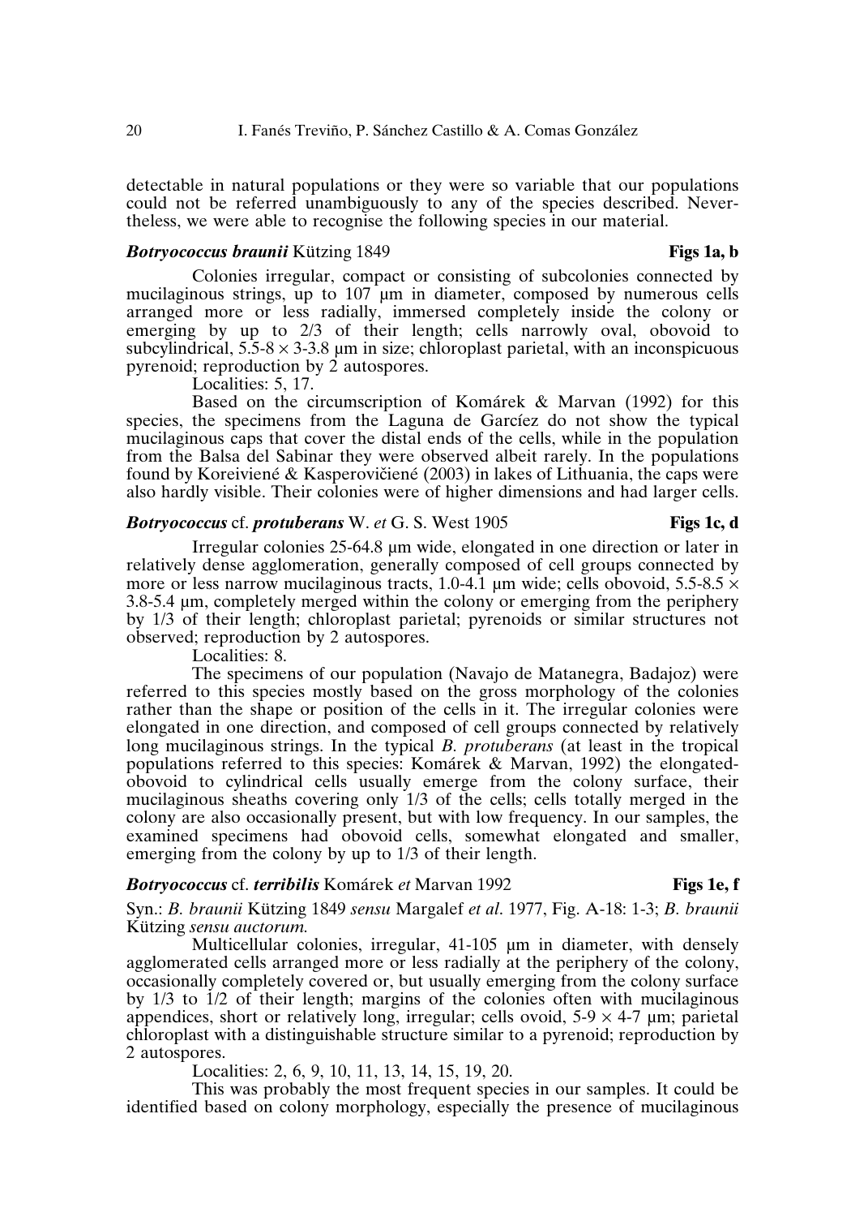detectable in natural populations or they were so variable that our populations could not be referred unambiguously to any of the species described. Nevertheless, we were able to recognise the following species in our material.

***Botryococcus braunii*** **Kützing 1849** **Figs 1a, b**

Colonies irregular, compact or consisting of subcolonies connected by mucilaginous strings, up to 107 μm in diameter, composed by numerous cells arranged more or less radially, immersed completely inside the colony or emerging by up to 2/3 of their length; cells narrowly oval, obovoid to subcylindrical, 5.5-8 × 3-3.8 μm in size; chloroplast parietal, with an inconspicuous pyrenoid; reproduction by 2 autospores.

Localities: 5, 17.

Based on the circumscription of Komárek & Marvan (1992) for this species, the specimens from the Laguna de Garcíez do not show the typical mucilaginous caps that cover the distal ends of the cells, while in the population from the Balsa del Sabinar they were observed albeit rarely. In the populations found by Koreivienė & Kasperovičienė (2003) in lakes of Lithuania, the caps were also hardly visible. Their colonies were of higher dimensions and had larger cells.

***Botryococcus*** **cf.** ***protuberans*** **W.** ***et*** **G. S. West 1905** **Figs 1c, d**

Irregular colonies 25-64.8 μm wide, elongated in one direction or later in relatively dense agglomeration, generally composed of cell groups connected by more or less narrow mucilaginous tracts, 1.0-4.1 μm wide; cells obovoid, 5.5-8.5 × 3.8-5.4 μm, completely merged within the colony or emerging from the periphery by 1/3 of their length; chloroplast parietal; pyrenoids or similar structures not observed; reproduction by 2 autospores.

Localities: 8.

The specimens of our population (Navajo de Matanegra, Badajoz) were referred to this species mostly based on the gross morphology of the colonies rather than the shape or position of the cells in it. The irregular colonies were elongated in one direction, and composed of cell groups connected by relatively long mucilaginous strings. In the typical *B. protuberans* (at least in the tropical populations referred to this species: Komárek & Marvan, 1992) the elongated-obovoid to cylindrical cells usually emerge from the colony surface, their mucilaginous sheaths covering only 1/3 of the cells; cells totally merged in the colony are also occasionally present, but with low frequency. In our samples, the examined specimens had obovoid cells, somewhat elongated and smaller, emerging from the colony by up to 1/3 of their length.

***Botryococcus*** **cf.** ***terribilis*** **Komárek** ***et*** **Marvan 1992** **Figs 1e, f**

Syn.: *B. braunii* Kützing 1849 *sensu* Margalef *et al*. 1977, Fig. A-18: 1-3; *B. braunii* Kützing *sensu auctorum.*

Multicellular colonies, irregular, 41-105 μm in diameter, with densely agglomerated cells arranged more or less radially at the periphery of the colony, occasionally completely covered or, but usually emerging from the colony surface by 1/3 to 1/2 of their length; margins of the colonies often with mucilaginous appendices, short or relatively long, irregular; cells ovoid, 5-9 × 4-7 μm; parietal chloroplast with a distinguishable structure similar to a pyrenoid; reproduction by 2 autospores.

Localities: 2, 6, 9, 10, 11, 13, 14, 15, 19, 20.

This was probably the most frequent species in our samples. It could be identified based on colony morphology, especially the presence of mucilaginous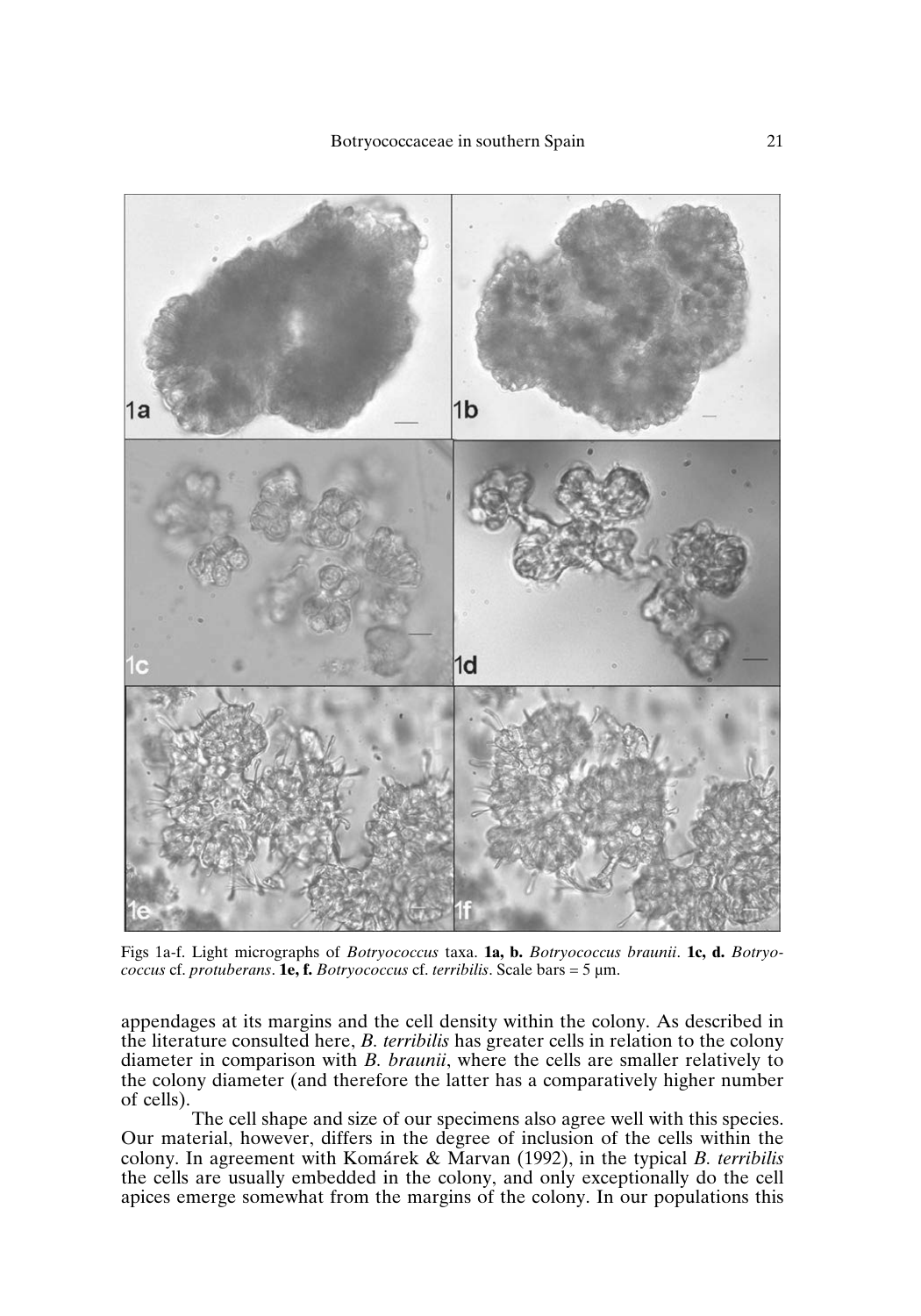Figs 1a-f. Light micrographs of *Botryococcus* taxa. **1a, b.** *Botryococcus braunii*. **1c, d.** *Botryococcus* cf. *protuberans*. **1e, f.** *Botryococcus* cf. *terribilis*. Scale bars = 5 µm.

appendages at its margins and the cell density within the colony. As described in the literature consulted here, *B. terribilis* has greater cells in relation to the colony diameter in comparison with *B. braunii*, where the cells are smaller relatively to the colony diameter (and therefore the latter has a comparatively higher number of cells).

The cell shape and size of our specimens also agree well with this species. Our material, however, differs in the degree of inclusion of the cells within the colony. In agreement with Komárek & Marvan (1992), in the typical *B. terribilis* the cells are usually embedded in the colony, and only exceptionally do the cell apices emerge somewhat from the margins of the colony. In our populations this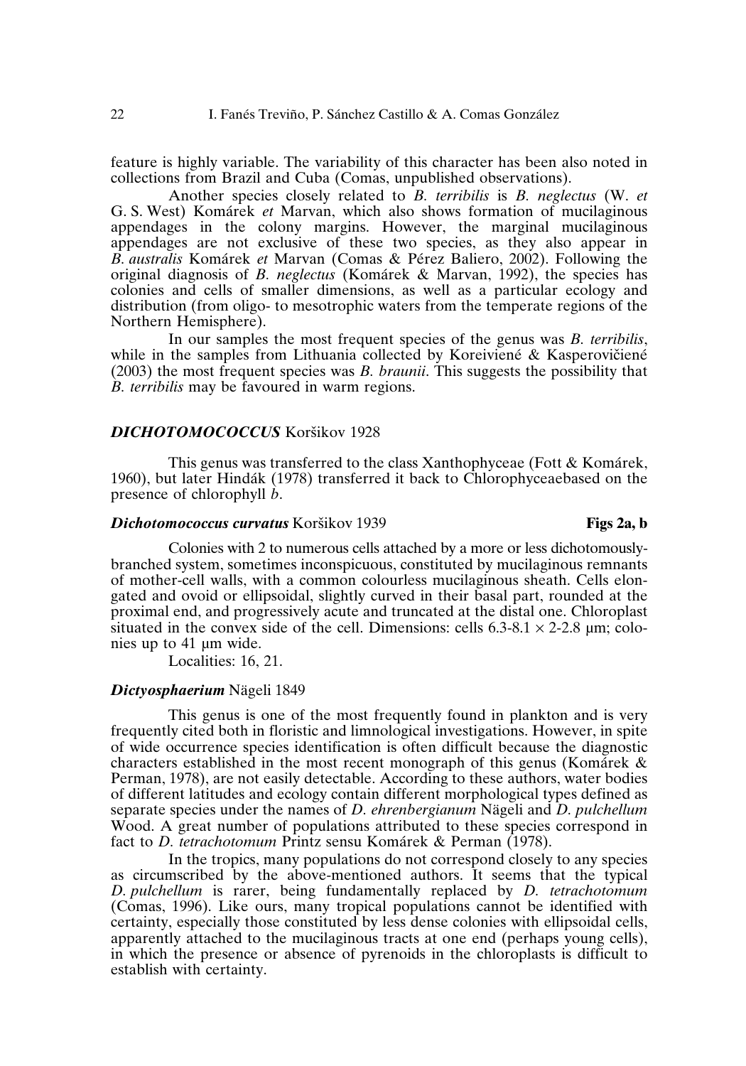feature is highly variable. The variability of this character has been also noted in collections from Brazil and Cuba (Comas, unpublished observations).

Another species closely related to *B. terribilis* is *B. neglectus* (W. *et* G. S. West) Komárek *et* Marvan, which also shows formation of mucilaginous appendages in the colony margins. However, the marginal mucilaginous appendages are not exclusive of these two species, as they also appear in *B. australis* Komárek *et* Marvan (Comas & Pérez Baliero, 2002). Following the original diagnosis of *B. neglectus* (Komárek & Marvan, 1992), the species has colonies and cells of smaller dimensions, as well as a particular ecology and distribution (from oligo- to mesotrophic waters from the temperate regions of the Northern Hemisphere).

In our samples the most frequent species of the genus was *B. terribilis*, while in the samples from Lithuania collected by Koreivienė & Kasperovičienė (2003) the most frequent species was *B. braunii*. This suggests the possibility that *B. terribilis* may be favoured in warm regions.

### *DICHOTOMOCOCCUS* Koršikov 1928

This genus was transferred to the class Xanthophyceae (Fott & Komárek, 1960), but later Hindák (1978) transferred it back to Chlorophyceaebased on the presence of chlorophyll *b*.

#### *Dichotomococcus curvatus* Koršikov 1939 — **Figs 2a, b**

Colonies with 2 to numerous cells attached by a more or less dichotomously-branched system, sometimes inconspicuous, constituted by mucilaginous remnants of mother-cell walls, with a common colourless mucilaginous sheath. Cells elongated and ovoid or ellipsoidal, slightly curved in their basal part, rounded at the proximal end, and progressively acute and truncated at the distal one. Chloroplast situated in the convex side of the cell. Dimensions: cells 6.3-8.1 × 2-2.8 µm; colonies up to 41 µm wide.

Localities: 16, 21.

### *Dictyosphaerium* Nägeli 1849

This genus is one of the most frequently found in plankton and is very frequently cited both in floristic and limnological investigations. However, in spite of wide occurrence species identification is often difficult because the diagnostic characters established in the most recent monograph of this genus (Komárek & Perman, 1978), are not easily detectable. According to these authors, water bodies of different latitudes and ecology contain different morphological types defined as separate species under the names of *D. ehrenbergianum* Nägeli and *D. pulchellum* Wood. A great number of populations attributed to these species correspond in fact to *D. tetrachotomum* Printz sensu Komárek & Perman (1978).

In the tropics, many populations do not correspond closely to any species as circumscribed by the above-mentioned authors. It seems that the typical *D. pulchellum* is rarer, being fundamentally replaced by *D. tetrachotomum* (Comas, 1996). Like ours, many tropical populations cannot be identified with certainty, especially those constituted by less dense colonies with ellipsoidal cells, apparently attached to the mucilaginous tracts at one end (perhaps young cells), in which the presence or absence of pyrenoids in the chloroplasts is difficult to establish with certainty.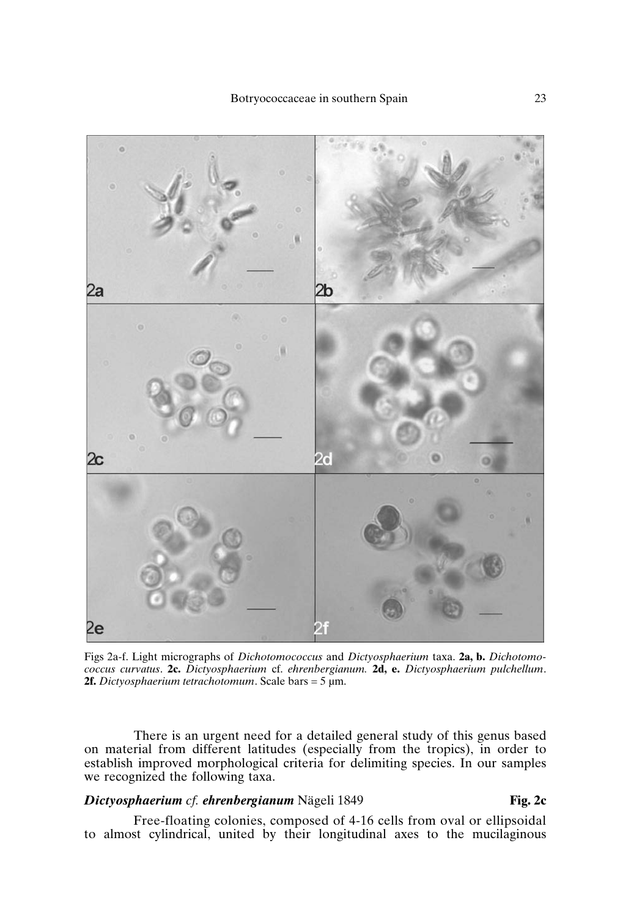Figs 2a-f. Light micrographs of *Dichotomococcus* and *Dictyosphaerium* taxa. **2a, b.** *Dichotomococcus curvatus*. **2c.** *Dictyosphaerium* cf. *ehrenbergianum.* **2d, e.** *Dictyosphaerium pulchellum*. **2f.** *Dictyosphaerium tetrachotomum*. Scale bars = 5 µm.

There is an urgent need for a detailed general study of this genus based on material from different latitudes (especially from the tropics), in order to establish improved morphological criteria for delimiting species. In our samples we recognized the following taxa.

***Dictyosphaerium** cf. **ehrenbergianum*** Nägeli 1849 **Fig. 2c**

Free-floating colonies, composed of 4-16 cells from oval or ellipsoidal to almost cylindrical, united by their longitudinal axes to the mucilaginous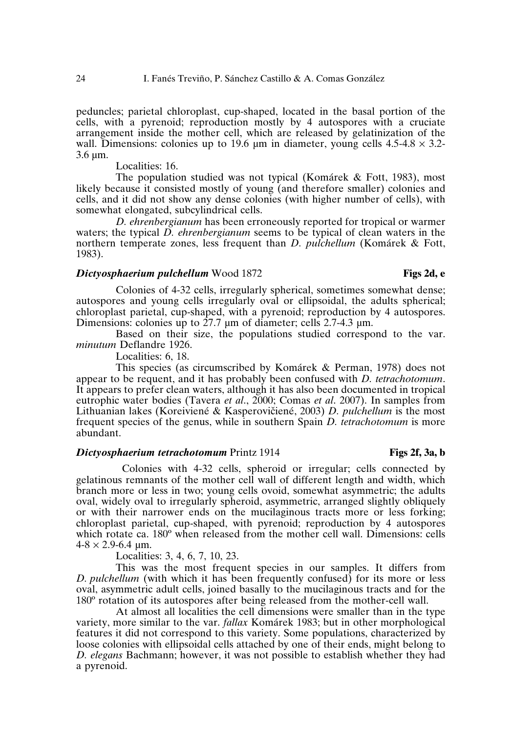peduncles; parietal chloroplast, cup-shaped, located in the basal portion of the cells, with a pyrenoid; reproduction mostly by 4 autospores with a cruciate arrangement inside the mother cell, which are released by gelatinization of the wall. Dimensions: colonies up to 19.6 µm in diameter, young cells 4.5-4.8 × 3.2-3.6 µm.

Localities: 16.

The population studied was not typical (Komárek & Fott, 1983), most likely because it consisted mostly of young (and therefore smaller) colonies and cells, and it did not show any dense colonies (with higher number of cells), with somewhat elongated, subcylindrical cells.

*D. ehrenbergianum* has been erroneously reported for tropical or warmer waters; the typical *D. ehrenbergianum* seems to be typical of clean waters in the northern temperate zones, less frequent than *D. pulchellum* (Komárek & Fott, 1983).

### ***Dictyosphaerium pulchellum*** **Wood 1872** — **Figs 2d, e**

Colonies of 4-32 cells, irregularly spherical, sometimes somewhat dense; autospores and young cells irregularly oval or ellipsoidal, the adults spherical; chloroplast parietal, cup-shaped, with a pyrenoid; reproduction by 4 autospores. Dimensions: colonies up to 27.7 µm of diameter; cells 2.7-4.3 µm.

Based on their size, the populations studied correspond to the var. *minutum* Deflandre 1926.

Localities: 6, 18.

This species (as circumscribed by Komárek & Perman, 1978) does not appear to be requent, and it has probably been confused with *D. tetrachotomum*. It appears to prefer clean waters, although it has also been documented in tropical eutrophic water bodies (Tavera *et al*., 2000; Comas *et al*. 2007). In samples from Lithuanian lakes (Koreivienė & Kasperovičienė, 2003) *D. pulchellum* is the most frequent species of the genus, while in southern Spain *D. tetrachotomum* is more abundant.

### ***Dictyosphaerium tetrachotomum*** **Printz 1914** — **Figs 2f, 3a, b**

Colonies with 4-32 cells, spheroid or irregular; cells connected by gelatinous remnants of the mother cell wall of different length and width, which branch more or less in two; young cells ovoid, somewhat asymmetric; the adults oval, widely oval to irregularly spheroid, asymmetric, arranged slightly obliquely or with their narrower ends on the mucilaginous tracts more or less forking; chloroplast parietal, cup-shaped, with pyrenoid; reproduction by 4 autospores which rotate ca. 180º when released from the mother cell wall. Dimensions: cells 4-8 × 2.9-6.4 µm.

Localities: 3, 4, 6, 7, 10, 23.

This was the most frequent species in our samples. It differs from *D. pulchellum* (with which it has been frequently confused) for its more or less oval, asymmetric adult cells, joined basally to the mucilaginous tracts and for the 180º rotation of its autospores after being released from the mother-cell wall.

At almost all localities the cell dimensions were smaller than in the type variety, more similar to the var. *fallax* Komárek 1983; but in other morphological features it did not correspond to this variety. Some populations, characterized by loose colonies with ellipsoidal cells attached by one of their ends, might belong to *D. elegans* Bachmann; however, it was not possible to establish whether they had a pyrenoid.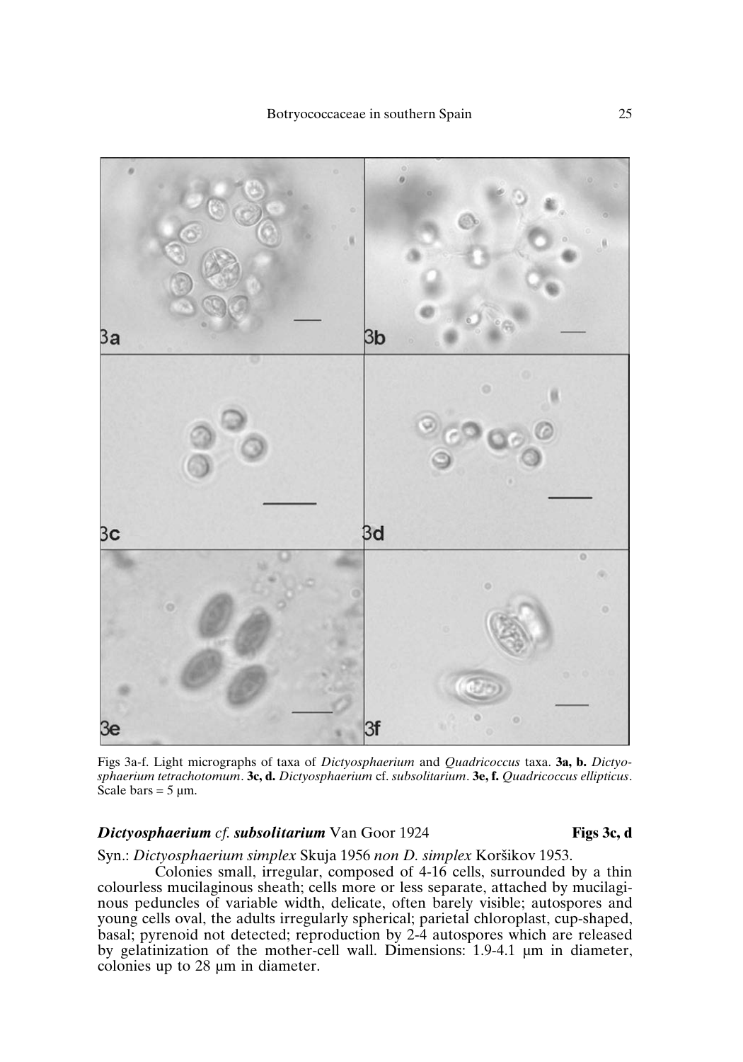Figs 3a-f. Light micrographs of taxa of *Dictyosphaerium* and *Quadricoccus* taxa. **3a, b.** *Dictyosphaerium tetrachotomum*. **3c, d.** *Dictyosphaerium* cf. *subsolitarium*. **3e, f.** *Quadricoccus ellipticus*. Scale bars = 5 µm.

### ***Dictyosphaerium*** *cf.* ***subsolitarium*** Van Goor 1924 **Figs 3c, d**

Syn.: *Dictyosphaerium simplex* Skuja 1956 *non D. simplex* Koršikov 1953.

Colonies small, irregular, composed of 4-16 cells, surrounded by a thin colourless mucilaginous sheath; cells more or less separate, attached by mucilaginous peduncles of variable width, delicate, often barely visible; autospores and young cells oval, the adults irregularly spherical; parietal chloroplast, cup-shaped, basal; pyrenoid not detected; reproduction by 2-4 autospores which are released by gelatinization of the mother-cell wall. Dimensions: 1.9-4.1 µm in diameter, colonies up to 28 µm in diameter.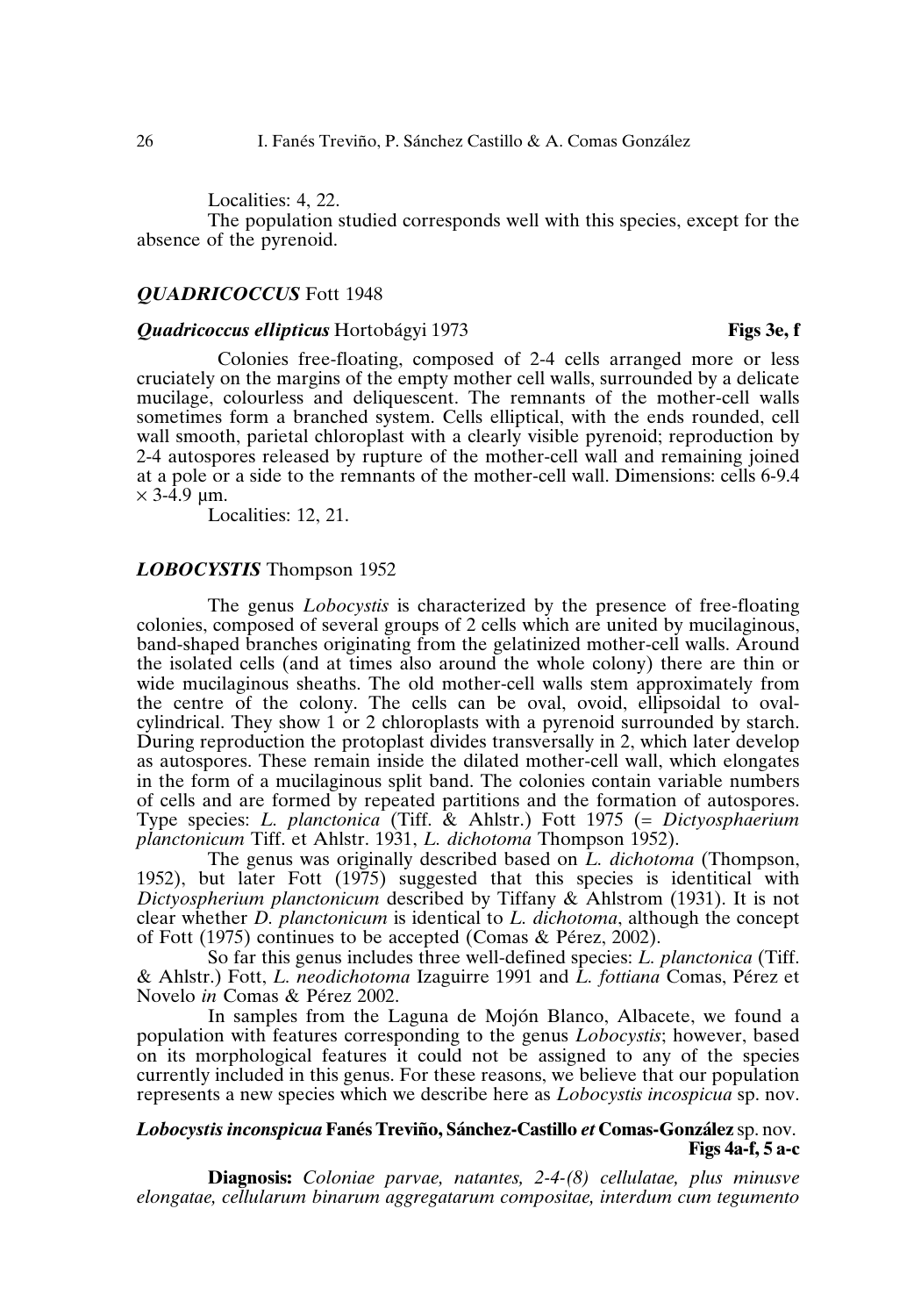Localities: 4, 22.

The population studied corresponds well with this species, except for the absence of the pyrenoid.

## *QUADRICOCCUS* Fott 1948

### *Quadricoccus ellipticus* Hortobágyi 1973 **Figs 3e, f**

Colonies free-floating, composed of 2-4 cells arranged more or less cruciately on the margins of the empty mother cell walls, surrounded by a delicate mucilage, colourless and deliquescent. The remnants of the mother-cell walls sometimes form a branched system. Cells elliptical, with the ends rounded, cell wall smooth, parietal chloroplast with a clearly visible pyrenoid; reproduction by 2-4 autospores released by rupture of the mother-cell wall and remaining joined at a pole or a side to the remnants of the mother-cell wall. Dimensions: cells 6-9.4 $\times$ 3-4.9 µm.

Localities: 12, 21.

## *LOBOCYSTIS* Thompson 1952

The genus *Lobocystis* is characterized by the presence of free-floating colonies, composed of several groups of 2 cells which are united by mucilaginous, band-shaped branches originating from the gelatinized mother-cell walls. Around the isolated cells (and at times also around the whole colony) there are thin or wide mucilaginous sheaths. The old mother-cell walls stem approximately from the centre of the colony. The cells can be oval, ovoid, ellipsoidal to oval-cylindrical. They show 1 or 2 chloroplasts with a pyrenoid surrounded by starch. During reproduction the protoplast divides transversally in 2, which later develop as autospores. These remain inside the dilated mother-cell wall, which elongates in the form of a mucilaginous split band. The colonies contain variable numbers of cells and are formed by repeated partitions and the formation of autospores. Type species: *L. planctonica* (Tiff. & Ahlstr.) Fott 1975 (= *Dictyosphaerium planctonicum* Tiff. et Ahlstr. 1931, *L. dichotoma* Thompson 1952).

The genus was originally described based on *L. dichotoma* (Thompson, 1952), but later Fott (1975) suggested that this species is identical with *Dictyospherium planctonicum* described by Tiffany & Ahlstrom (1931). It is not clear whether *D. planctonicum* is identical to *L. dichotoma*, although the concept of Fott (1975) continues to be accepted (Comas & Pérez, 2002).

So far this genus includes three well-defined species: *L. planctonica* (Tiff. & Ahlstr.) Fott, *L. neodichotoma* Izaguirre 1991 and *L. fottiana* Comas, Pérez et Novelo *in* Comas & Pérez 2002.

In samples from the Laguna de Mojón Blanco, Albacete, we found a population with features corresponding to the genus *Lobocystis*; however, based on its morphological features it could not be assigned to any of the species currently included in this genus. For these reasons, we believe that our population represents a new species which we describe here as *Lobocystis incospicua* sp. nov.

### *Lobocystis inconspicua* Fanés Treviño, Sánchez-Castillo *et* Comas-González sp. nov. **Figs 4a-f, 5 a-c**

**Diagnosis:** *Coloniae parvae, natantes, 2-4-(8) cellulatae, plus minusve elongatae, cellularum binarum aggregatarum compositae, interdum cum tegumento*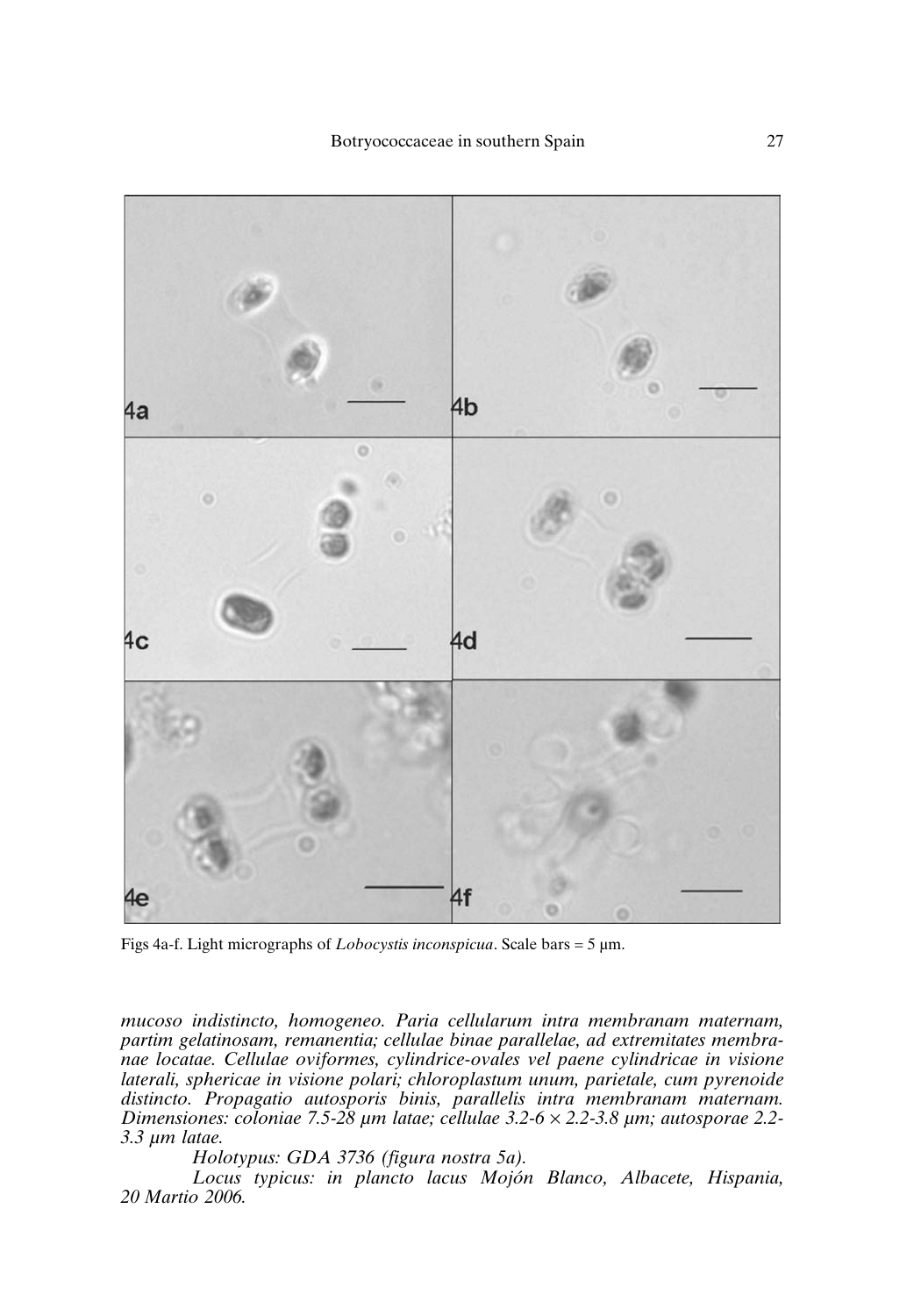Figs 4a-f. Light micrographs of *Lobocystis inconspicua*. Scale bars = 5 µm.

*mucoso indistincto, homogeneo. Paria cellularum intra membranam maternam, partim gelatinosam, remanentia; cellulae binae parallelae, ad extremitates membranae locatae. Cellulae oviformes, cylindrice-ovales vel paene cylindricae in visione laterali, sphericae in visione polari; chloroplastum unum, parietale, cum pyrenoide distincto. Propagatio autosporis binis, parallelis intra membranam maternam. Dimensiones: coloniae 7.5-28 µm latae; cellulae 3.2-6 × 2.2-3.8 µm; autosporae 2.2-3.3 µm latae.*

*Holotypus: GDA 3736 (figura nostra 5a).*

*Locus typicus: in plancto lacus Mojón Blanco, Albacete, Hispania, 20 Martio 2006.*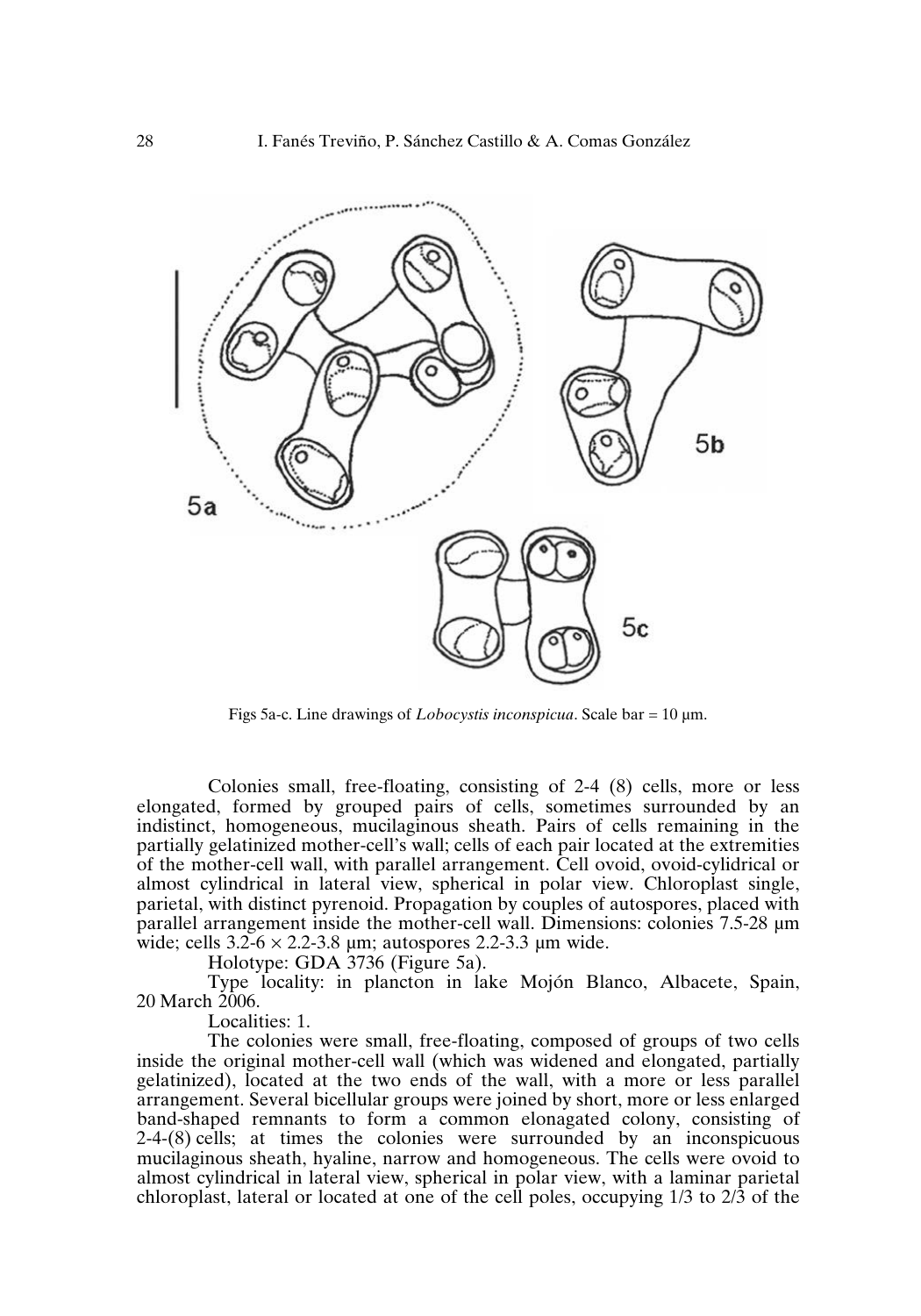Figs 5a-c. Line drawings of *Lobocystis inconspicua*. Scale bar = 10 μm.

Colonies small, free-floating, consisting of 2-4 (8) cells, more or less elongated, formed by grouped pairs of cells, sometimes surrounded by an indistinct, homogeneous, mucilaginous sheath. Pairs of cells remaining in the partially gelatinized mother-cell's wall; cells of each pair located at the extremities of the mother-cell wall, with parallel arrangement. Cell ovoid, ovoid-cylidrical or almost cylindrical in lateral view, spherical in polar view. Chloroplast single, parietal, with distinct pyrenoid. Propagation by couples of autospores, placed with parallel arrangement inside the mother-cell wall. Dimensions: colonies 7.5-28 μm wide; cells 3.2-6 × 2.2-3.8 μm; autospores 2.2-3.3 μm wide.

Holotype: GDA 3736 (Figure 5a).

Type locality: in plancton in lake Mojón Blanco, Albacete, Spain, 20 March 2006.

Localities: 1.

The colonies were small, free-floating, composed of groups of two cells inside the original mother-cell wall (which was widened and elongated, partially gelatinized), located at the two ends of the wall, with a more or less parallel arrangement. Several bicellular groups were joined by short, more or less enlarged band-shaped remnants to form a common elonagated colony, consisting of 2-4-(8) cells; at times the colonies were surrounded by an inconspicuous mucilaginous sheath, hyaline, narrow and homogeneous. The cells were ovoid to almost cylindrical in lateral view, spherical in polar view, with a laminar parietal chloroplast, lateral or located at one of the cell poles, occupying 1/3 to 2/3 of the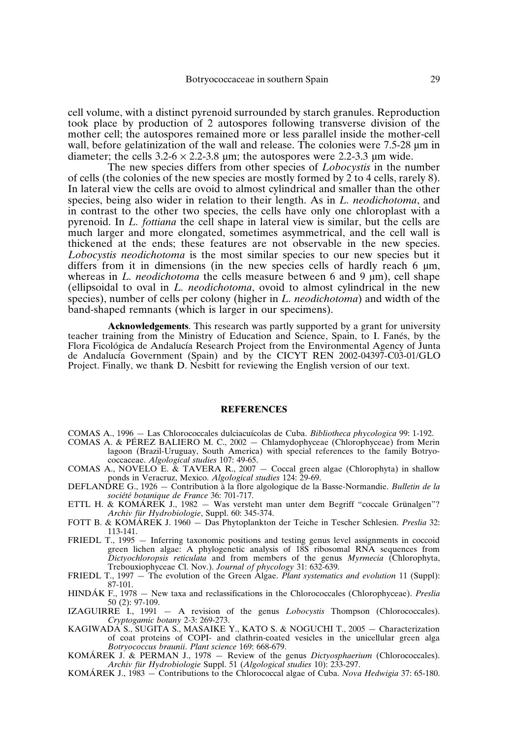cell volume, with a distinct pyrenoid surrounded by starch granules. Reproduction took place by production of 2 autospores following transverse division of the mother cell; the autospores remained more or less parallel inside the mother-cell wall, before gelatinization of the wall and release. The colonies were 7.5-28 µm in diameter; the cells 3.2-6 × 2.2-3.8 µm; the autospores were 2.2-3.3 µm wide.

The new species differs from other species of *Lobocystis* in the number of cells (the colonies of the new species are mostly formed by 2 to 4 cells, rarely 8). In lateral view the cells are ovoid to almost cylindrical and smaller than the other species, being also wider in relation to their length. As in *L. neodichotoma*, and in contrast to the other two species, the cells have only one chloroplast with a pyrenoid. In *L. fottiana* the cell shape in lateral view is similar, but the cells are much larger and more elongated, sometimes asymmetrical, and the cell wall is thickened at the ends; these features are not observable in the new species. *Lobocystis neodichotoma* is the most similar species to our new species but it differs from it in dimensions (in the new species cells of hardly reach 6 µm, whereas in *L. neodichotoma* the cells measure between 6 and 9 µm), cell shape (ellipsoidal to oval in *L. neodichotoma*, ovoid to almost cylindrical in the new species), number of cells per colony (higher in *L. neodichotoma*) and width of the band-shaped remnants (which is larger in our specimens).

**Acknowledgements**. This research was partly supported by a grant for university teacher training from the Ministry of Education and Science, Spain, to I. Fanés, by the Flora Ficológica de Andalucía Research Project from the Environmental Agency of Junta de Andalucía Government (Spain) and by the CICYT REN 2002-04397-C03-01/GLO Project. Finally, we thank D. Nesbitt for reviewing the English version of our text.

## REFERENCES

COMAS A., 1996 — Las Chlorococcales dulciacuícolas de Cuba. *Bibliotheca phycologica* 99: 1-192.

COMAS A. & PÉREZ BALIERO M. C., 2002 — Chlamydophyceae (Chlorophyceae) from Merin lagoon (Brazil-Uruguay, South America) with special references to the family Botryococcaceae. *Algological studies* 107: 49-65.

COMAS A., NOVELO E. & TAVERA R., 2007 — Coccal green algae (Chlorophyta) in shallow ponds in Veracruz, Mexico. *Algological studies* 124: 29-69.

DEFLANDRE G., 1926 — Contribution à la flore algologique de la Basse-Normandie. *Bulletin de la société botanique de France* 36: 701-717.

ETTL H. & KOMÁREK J., 1982 — Was versteht man unter dem Begriff "coccale Grünalgen"? *Archiv für Hydrobiologie*, Suppl. 60: 345-374.

FOTT B. & KOMÁREK J. 1960 — Das Phytoplankton der Teiche in Tescher Schlesien. *Preslia* 32: 113-141.

FRIEDL T., 1995 — Inferring taxonomic positions and testing genus level assignments in coccoid green lichen algae: A phylogenetic analysis of 18S ribosomal RNA sequences from *Dictyochloropsis reticulata* and from members of the genus *Myrmecia* (Chlorophyta, Trebouxiophyceae Cl. Nov.). *Journal of phycology* 31: 632-639.

FRIEDL T., 1997 — The evolution of the Green Algae. *Plant systematics and evolution* 11 (Suppl): 87-101.

HINDÁK F., 1978 — New taxa and reclassifications in the Chlorococcales (Chlorophyceae). *Preslia* 50 (2): 97-109.

IZAGUIRRE I., 1991 — A revision of the genus *Lobocystis* Thompson (Chlorococcales). *Cryptogamic botany* 2-3: 269-273.

KAGIWADA S., SUGITA S., MASAIKE Y., KATO S. & NOGUCHI T., 2005 — Characterization of coat proteins of COPI- and clathrin-coated vesicles in the unicellular green alga *Botryococcus braunii*. *Plant science* 169: 668-679.

KOMÁREK J. & PERMAN J., 1978 — Review of the genus *Dictyosphaerium* (Chlorococcales). *Archiv für Hydrobiologie* Suppl. 51 (*Algological studies* 10): 233-297.

KOMÁREK J., 1983 — Contributions to the Chlorococcal algae of Cuba. *Nova Hedwigia* 37: 65-180.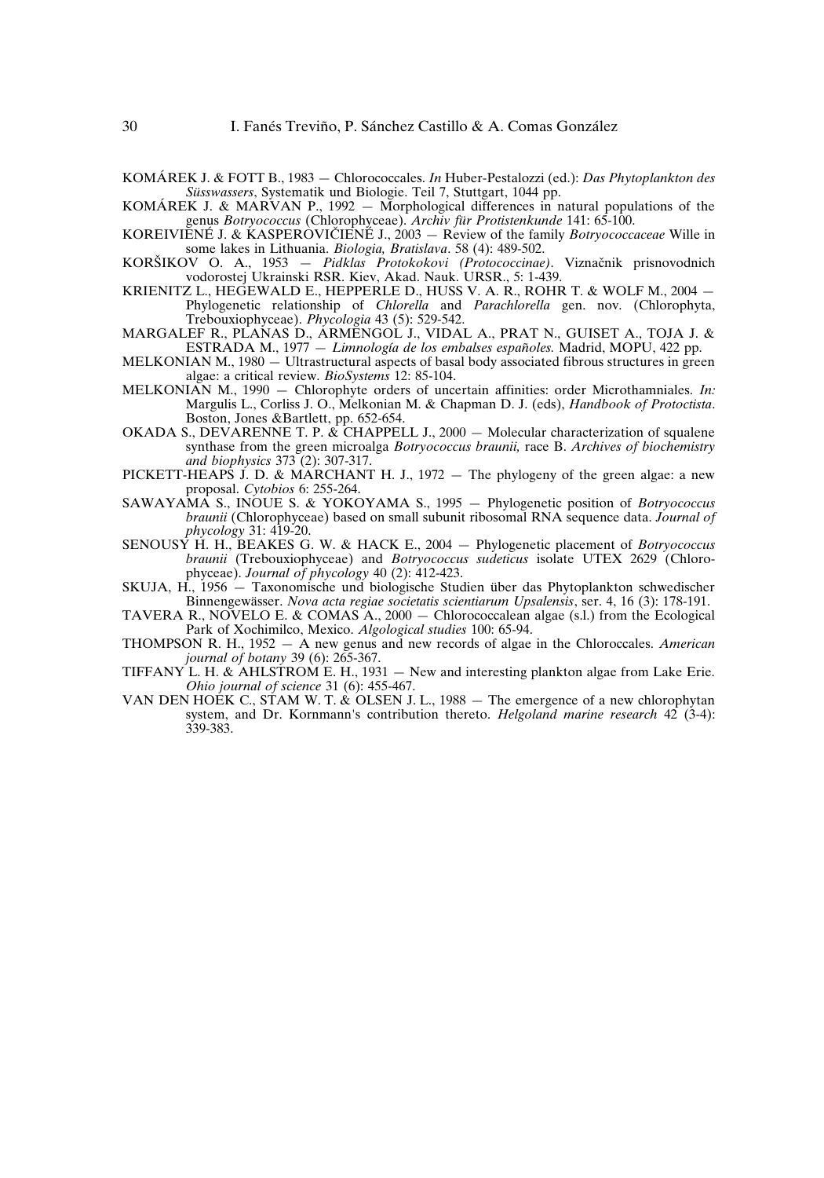KOMÁREK J. & FOTT B., 1983 — Chlorococcales. *In* Huber-Pestalozzi (ed.): *Das Phytoplankton des Süsswassers*, Systematik und Biologie. Teil 7, Stuttgart, 1044 pp.

KOMÁREK J. & MARVAN P., 1992 — Morphological differences in natural populations of the genus *Botryococcus* (Chlorophyceae). *Archiv für Protistenkunde* 141: 65-100.

KOREIVIENÉ J. & KASPEROVIČIENÉ J., 2003 — Review of the family *Botryococcaceae* Wille in some lakes in Lithuania. *Biologia, Bratislava*. 58 (4): 489-502.

KORŠIKOV O. A., 1953 — *Pidklas Protokokovi (Protococcinae)*. Viznačnik prisnovodnich vodorostej Ukrainski RSR. Kiev, Akad. Nauk. URSR., 5: 1-439.

KRIENITZ L., HEGEWALD E., HEPPERLE D., HUSS V. A. R., ROHR T. & WOLF M., 2004 — Phylogenetic relationship of *Chlorella* and *Parachlorella* gen. nov. (Chlorophyta, Trebouxiophyceae). *Phycologia* 43 (5): 529-542.

MARGALEF R., PLANAS D., ARMENGOL J., VIDAL A., PRAT N., GUISET A., TOJA J. & ESTRADA M., 1977 — *Limnología de los embalses españoles.* Madrid, MOPU, 422 pp.

MELKONIAN M., 1980 — Ultrastructural aspects of basal body associated fibrous structures in green algae: a critical review. *BioSystems* 12: 85-104.

MELKONIAN M., 1990 — Chlorophyte orders of uncertain affinities: order Microthamniales. *In:* Margulis L., Corliss J. O., Melkonian M. & Chapman D. J. (eds), *Handbook of Protoctista*. Boston, Jones &Bartlett, pp. 652-654.

OKADA S., DEVARENNE T. P. & CHAPPELL J., 2000 — Molecular characterization of squalene synthase from the green microalga *Botryococcus braunii,* race B. *Archives of biochemistry and biophysics* 373 (2): 307-317.

PICKETT-HEAPS J. D. & MARCHANT H. J., 1972 — The phylogeny of the green algae: a new proposal. *Cytobios* 6: 255-264.

SAWAYAMA S., INOUE S. & YOKOYAMA S., 1995 — Phylogenetic position of *Botryococcus braunii* (Chlorophyceae) based on small subunit ribosomal RNA sequence data. *Journal of phycology* 31: 419-20.

SENOUSY H. H., BEAKES G. W. & HACK E., 2004 — Phylogenetic placement of *Botryococcus braunii* (Trebouxiophyceae) and *Botryococcus sudeticus* isolate UTEX 2629 (Chlorophyceae). *Journal of phycology* 40 (2): 412-423.

SKUJA, H., 1956 — Taxonomische und biologische Studien über das Phytoplankton schwedischer Binnengewässer. *Nova acta regiae societatis scientiarum Upsalensis*, ser. 4, 16 (3): 178-191.

TAVERA R., NOVELO E. & COMAS A., 2000 — Chlorococcalean algae (s.l.) from the Ecological Park of Xochimilco, Mexico. *Algological studies* 100: 65-94.

THOMPSON R. H., 1952 — A new genus and new records of algae in the Chloroccales. *American journal of botany* 39 (6): 265-367.

TIFFANY L. H. & AHLSTROM E. H., 1931 — New and interesting plankton algae from Lake Erie. *Ohio journal of science* 31 (6): 455-467.

VAN DEN HOEK C., STAM W. T. & OLSEN J. L., 1988 — The emergence of a new chlorophytan system, and Dr. Kornmann's contribution thereto. *Helgoland marine research* 42 (3-4): 339-383.